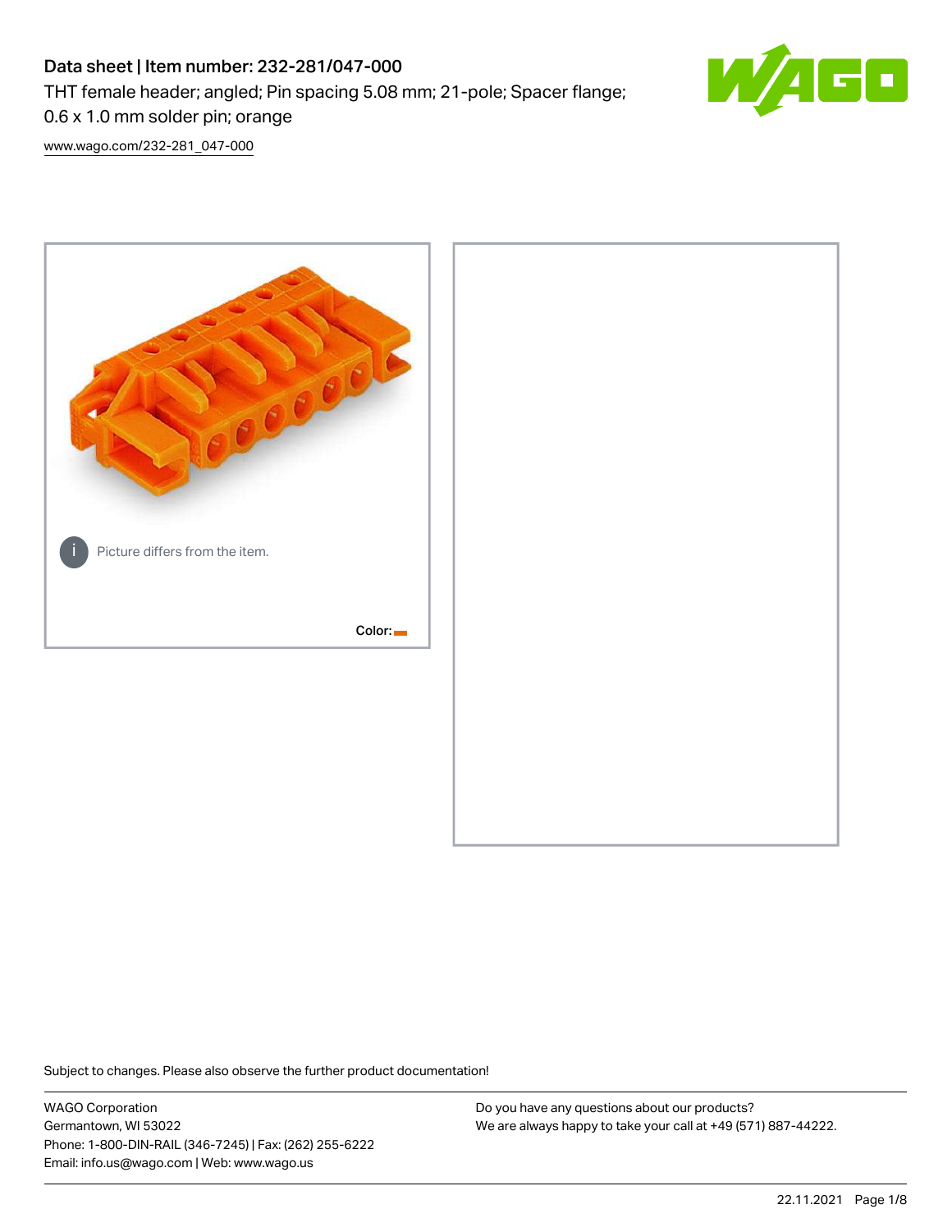# Data sheet | Item number: 232-281/047-000

THT female header; angled; Pin spacing 5.08 mm; 21-pole; Spacer flange; 0.6 x 1.0 mm solder pin; orange

www.wago.com/232-281_047-000

Picture differs from the item.

Color:

Subject to changes. Please also observe the further product documentation!

WAGO Corporation
Germantown, WI 53022
Phone: 1-800-DIN-RAIL (346-7245) | Fax: (262) 255-6222
Email: info.us@wago.com | Web: www.wago.us

Do you have any questions about our products?
We are always happy to take your call at +49 (571) 887-44222.

22.11.2021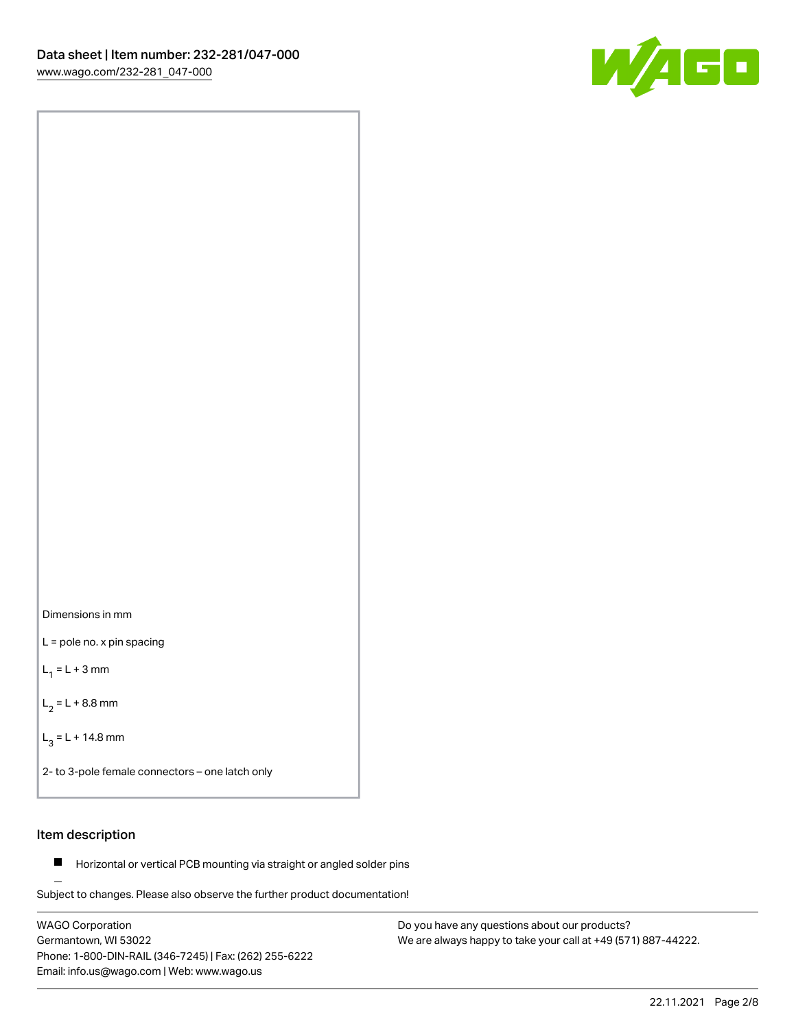Dimensions in mm

L = pole no. x pin spacing

$L_1$ = L + 3 mm

$L_2$ = L + 8.8 mm

$L_3$ = L + 14.8 mm

2- to 3-pole female connectors – one latch only

## Item description

- Horizontal or vertical PCB mounting via straight or angled solder pins

Subject to changes. Please also observe the further product documentation!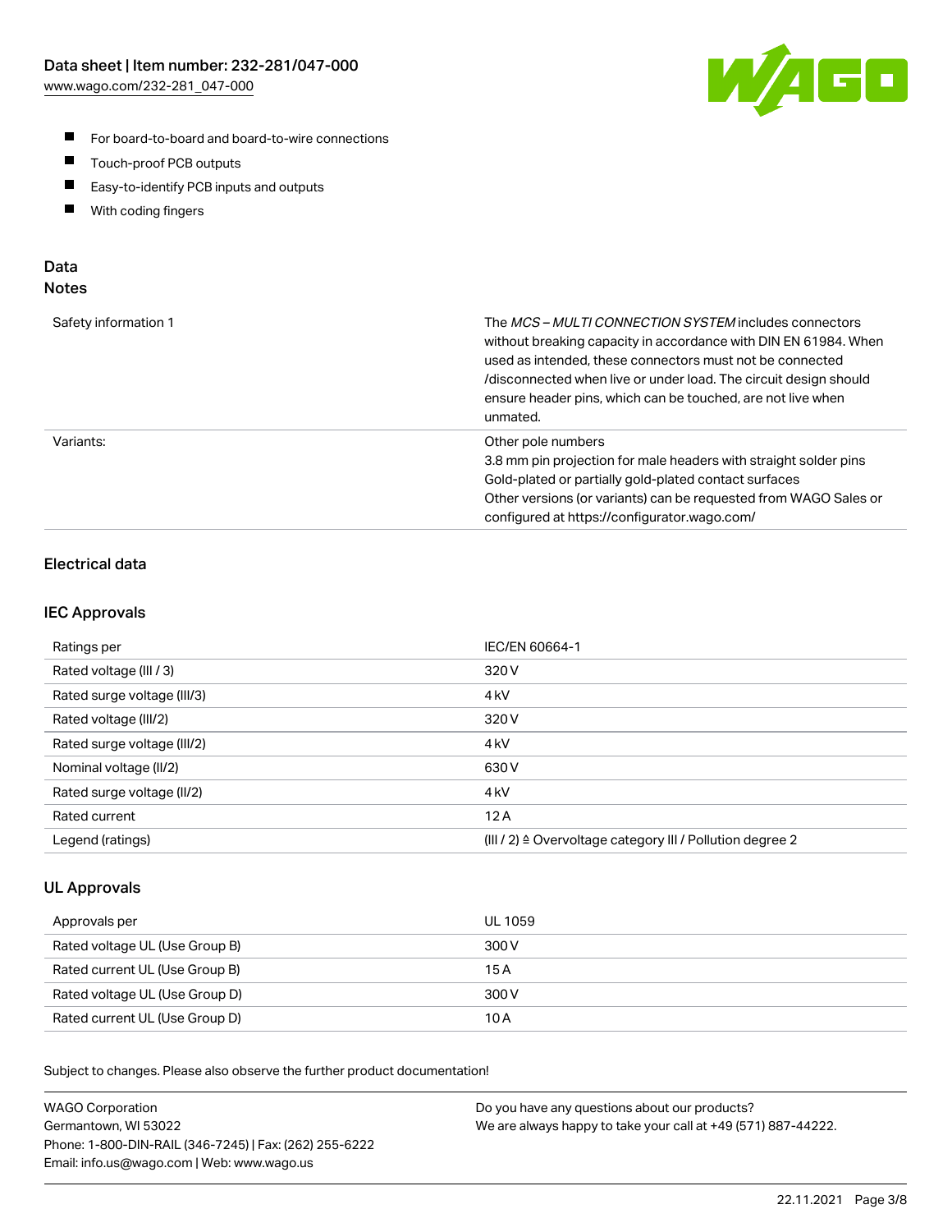- For board-to-board and board-to-wire connections
- Touch-proof PCB outputs
- Easy-to-identify PCB inputs and outputs
- With coding fingers

## Data
### Notes

| | |
|---|---|
| Safety information 1 | The *MCS – MULTI CONNECTION SYSTEM* includes connectors without breaking capacity in accordance with DIN EN 61984. When used as intended, these connectors must not be connected /disconnected when live or under load. The circuit design should ensure header pins, which can be touched, are not live when unmated. |
| Variants: | Other pole numbers<br>3.8 mm pin projection for male headers with straight solder pins<br>Gold-plated or partially gold-plated contact surfaces<br>Other versions (or variants) can be requested from WAGO Sales or configured at https://configurator.wago.com/ |

### Electrical data

### IEC Approvals

| | |
|---|---|
| Ratings per | IEC/EN 60664-1 |
| Rated voltage (III / 3) | 320 V |
| Rated surge voltage (III/3) | 4 kV |
| Rated voltage (III/2) | 320 V |
| Rated surge voltage (III/2) | 4 kV |
| Nominal voltage (II/2) | 630 V |
| Rated surge voltage (II/2) | 4 kV |
| Rated current | 12 A |
| Legend (ratings) | (III / 2) ≙ Overvoltage category III / Pollution degree 2 |

### UL Approvals

| | |
|---|---|
| Approvals per | UL 1059 |
| Rated voltage UL (Use Group B) | 300 V |
| Rated current UL (Use Group B) | 15 A |
| Rated voltage UL (Use Group D) | 300 V |
| Rated current UL (Use Group D) | 10 A |

Subject to changes. Please also observe the further product documentation!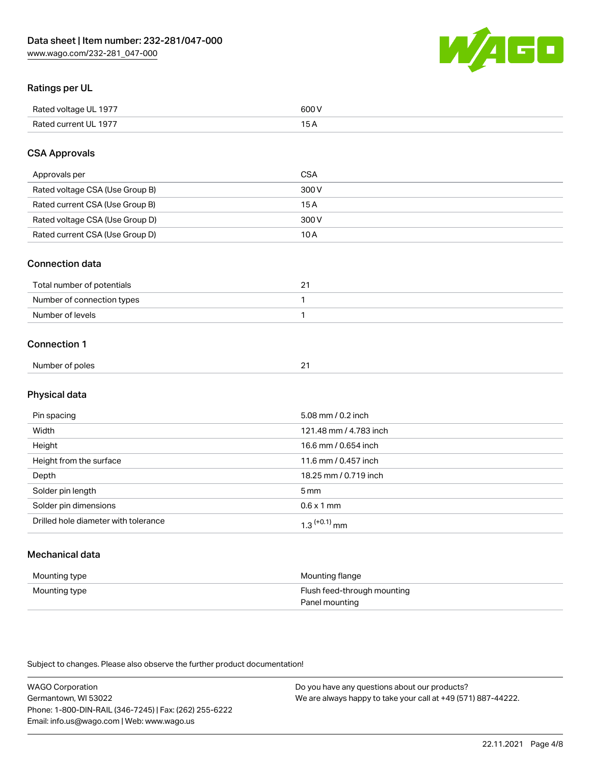## Ratings per UL

| | |
|---|---|
| Rated voltage UL 1977 | 600 V |
| Rated current UL 1977 | 15 A |

## CSA Approvals

| | |
|---|---|
| Approvals per | CSA |
| Rated voltage CSA (Use Group B) | 300 V |
| Rated current CSA (Use Group B) | 15 A |
| Rated voltage CSA (Use Group D) | 300 V |
| Rated current CSA (Use Group D) | 10 A |

## Connection data

| | |
|---|---|
| Total number of potentials | 21 |
| Number of connection types | 1 |
| Number of levels | 1 |

## Connection 1

| | |
|---|---|
| Number of poles | 21 |

## Physical data

| | |
|---|---|
| Pin spacing | 5.08 mm / 0.2 inch |
| Width | 121.48 mm / 4.783 inch |
| Height | 16.6 mm / 0.654 inch |
| Height from the surface | 11.6 mm / 0.457 inch |
| Depth | 18.25 mm / 0.719 inch |
| Solder pin length | 5 mm |
| Solder pin dimensions | 0.6 x 1 mm |
| Drilled hole diameter with tolerance | $1.3^{(+0.1)}$ mm |

## Mechanical data

| | |
|---|---|
| Mounting type | Mounting flange |
| Mounting type | Flush feed-through mounting<br>Panel mounting |

Subject to changes. Please also observe the further product documentation!

WAGO Corporation
Germantown, WI 53022
Phone: 1-800-DIN-RAIL (346-7245) | Fax: (262) 255-6222
Email: info.us@wago.com | Web: www.wago.us

Do you have any questions about our products?
We are always happy to take your call at +49 (571) 887-44222.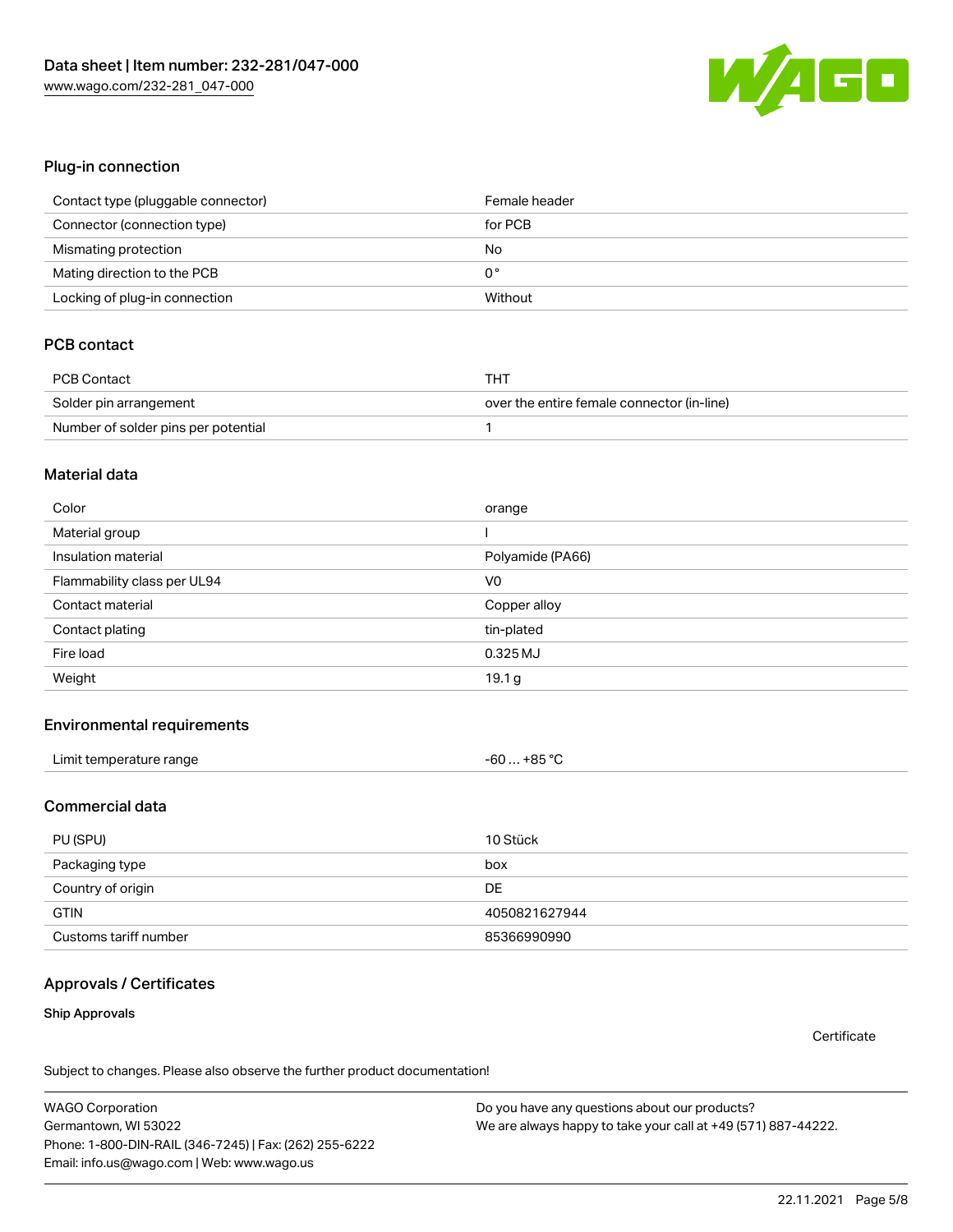## Plug-in connection

| | |
|---|---|
| Contact type (pluggable connector) | Female header |
| Connector (connection type) | for PCB |
| Mismating protection | No |
| Mating direction to the PCB | 0 ° |
| Locking of plug-in connection | Without |

## PCB contact

| | |
|---|---|
| PCB Contact | THT |
| Solder pin arrangement | over the entire female connector (in-line) |
| Number of solder pins per potential | 1 |

## Material data

| | |
|---|---|
| Color | orange |
| Material group | I |
| Insulation material | Polyamide (PA66) |
| Flammability class per UL94 | V0 |
| Contact material | Copper alloy |
| Contact plating | tin-plated |
| Fire load | 0.325 MJ |
| Weight | 19.1 g |

## Environmental requirements

| | |
|---|---|
| Limit temperature range | -60 … +85 °C |

## Commercial data

| | |
|---|---|
| PU (SPU) | 10 Stück |
| Packaging type | box |
| Country of origin | DE |
| GTIN | 4050821627944 |
| Customs tariff number | 85366990990 |

## Approvals / Certificates

### Ship Approvals

Certificate

Subject to changes. Please also observe the further product documentation!

WAGO Corporation
Germantown, WI 53022
Phone: 1-800-DIN-RAIL (346-7245) | Fax: (262) 255-6222
Email: info.us@wago.com | Web: www.wago.us

Do you have any questions about our products?
We are always happy to take your call at +49 (571) 887-44222.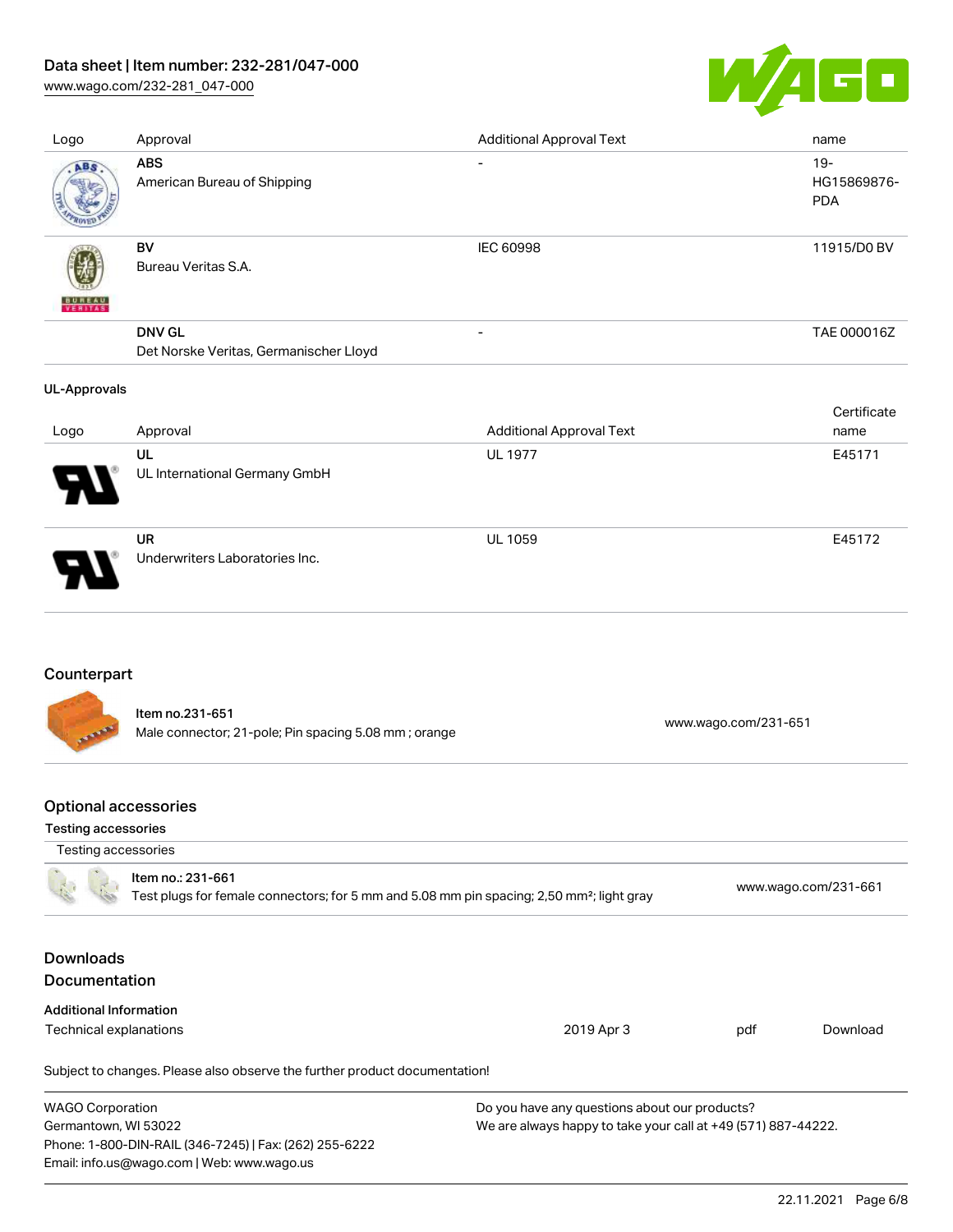| Logo | Approval | Additional Approval Text | name |
|---|---|---|---|
| | **ABS**<br>American Bureau of Shipping | - | 19-HG15869876-PDA |
| | **BV**<br>Bureau Veritas S.A. | IEC 60998 | 11915/D0 BV |
| | **DNV GL**<br>Det Norske Veritas, Germanischer Lloyd | - | TAE 000016Z |

**UL-Approvals**

| Logo | Approval | Additional Approval Text | Certificate name |
|---|---|---|---|
| | **UL**<br>UL International Germany GmbH | UL 1977 | E45171 |
| | **UR**<br>Underwriters Laboratories Inc. | UL 1059 | E45172 |

## Counterpart

| Item | URL |
|---|---|
| Item no.231-651<br>Male connector; 21-pole; Pin spacing 5.08 mm ; orange | www.wago.com/231-651 |

## Optional accessories

**Testing accessories**

| Testing accessories | |
|---|---|
| Item no.: 231-661<br>Test plugs for female connectors; for 5 mm and 5.08 mm pin spacing; 2,50 mm²; light gray | www.wago.com/231-661 |

## Downloads

## Documentation

**Additional Information**

| | | | |
|---|---|---|---|
| Technical explanations | 2019 Apr 3 | pdf | Download |

Subject to changes. Please also observe the further product documentation!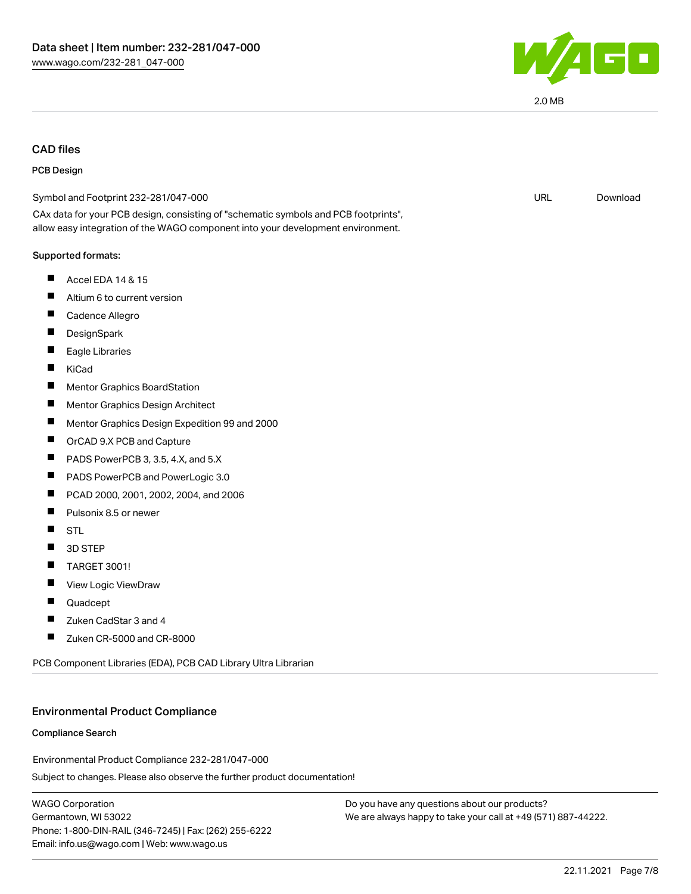2.0 MB

## CAD files

### PCB Design

Symbol and Footprint 232-281/047-000 URL Download

CAx data for your PCB design, consisting of "schematic symbols and PCB footprints", allow easy integration of the WAGO component into your development environment.

**Supported formats:**

- Accel EDA 14 & 15
- Altium 6 to current version
- Cadence Allegro
- DesignSpark
- Eagle Libraries
- KiCad
- Mentor Graphics BoardStation
- Mentor Graphics Design Architect
- Mentor Graphics Design Expedition 99 and 2000
- OrCAD 9.X PCB and Capture
- PADS PowerPCB 3, 3.5, 4.X, and 5.X
- PADS PowerPCB and PowerLogic 3.0
- PCAD 2000, 2001, 2002, 2004, and 2006
- Pulsonix 8.5 or newer
- STL
- 3D STEP
- TARGET 3001!
- View Logic ViewDraw
- Quadcept
- Zuken CadStar 3 and 4
- Zuken CR-5000 and CR-8000

PCB Component Libraries (EDA), PCB CAD Library Ultra Librarian

## Environmental Product Compliance

### Compliance Search

Environmental Product Compliance 232-281/047-000

Subject to changes. Please also observe the further product documentation!

WAGO Corporation
Germantown, WI 53022
Phone: 1-800-DIN-RAIL (346-7245) | Fax: (262) 255-6222
Email: info.us@wago.com | Web: www.wago.us

Do you have any questions about our products?
We are always happy to take your call at +49 (571) 887-44222.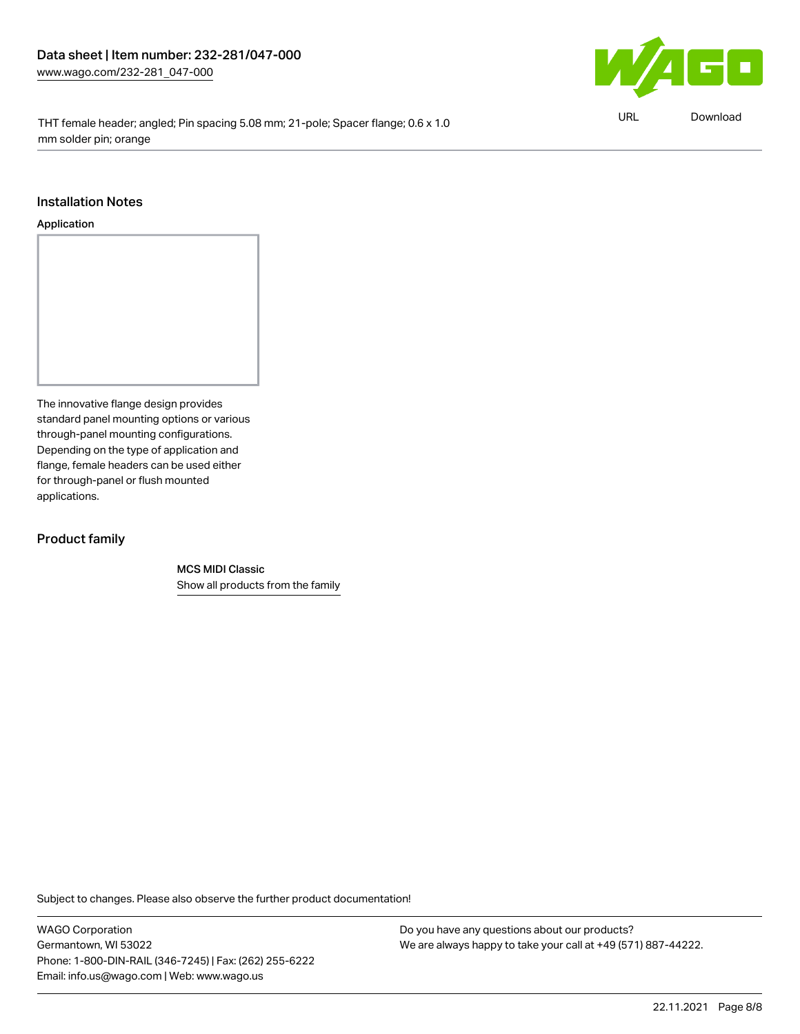## Installation Notes

### Application

The innovative flange design provides standard panel mounting options or various through-panel mounting configurations. Depending on the type of application and flange, female headers can be used either for through-panel or flush mounted applications.

## Product family

MCS MIDI Classic
Show all products from the family

Subject to changes. Please also observe the further product documentation!

WAGO Corporation
Germantown, WI 53022
Phone: 1-800-DIN-RAIL (346-7245) | Fax: (262) 255-6222
Email: info.us@wago.com | Web: www.wago.us

Do you have any questions about our products?
We are always happy to take your call at +49 (571) 887-44222.